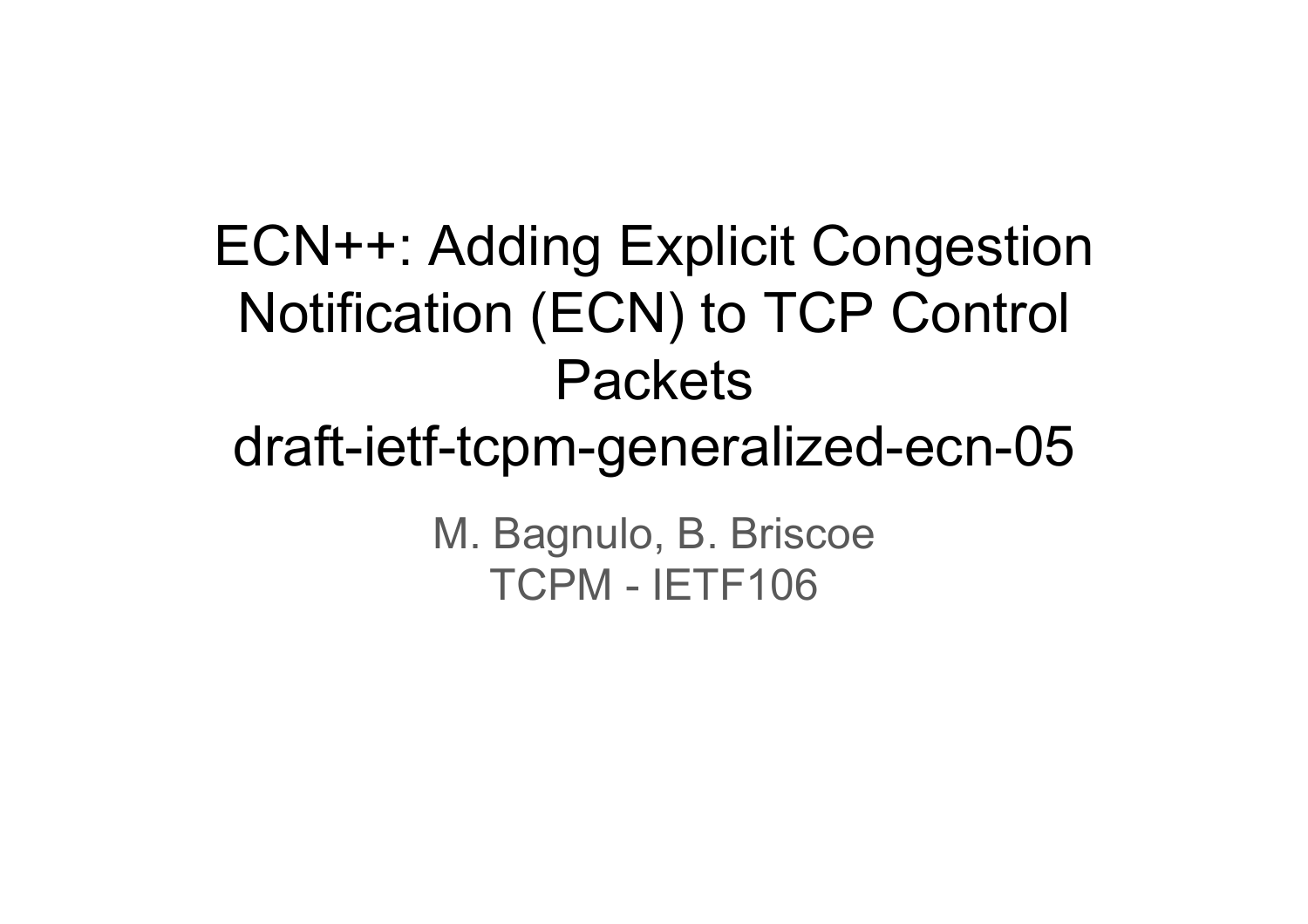# ECN++: Adding Explicit Congestion Notification (ECN) to TCP Control Packets
# draft-ietf-tcpm-generalized-ecn-05

M. Bagnulo, B. Briscoe

TCPM - IETF106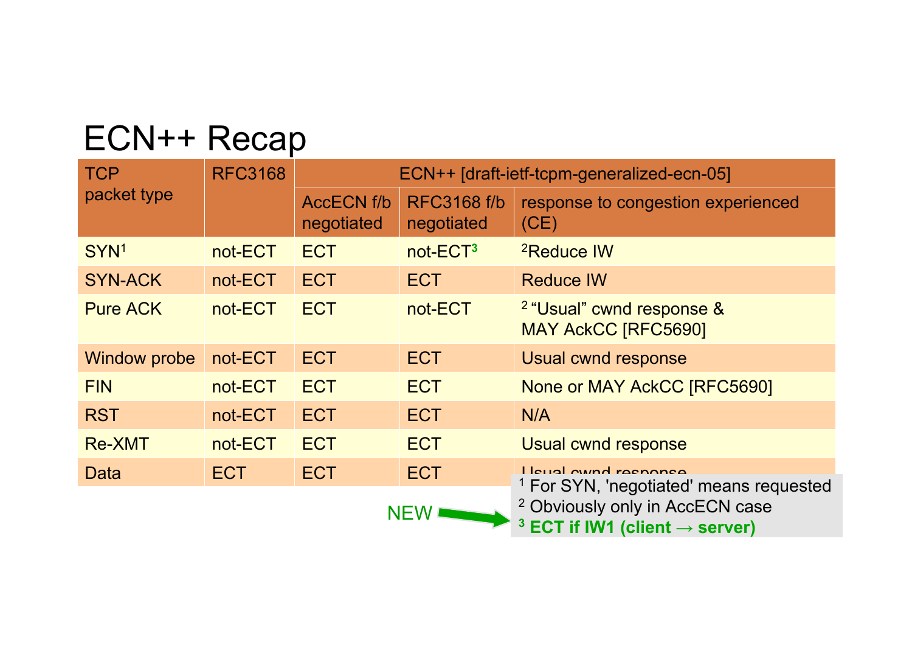# ECN++ Recap

| TCP packet type | RFC3168 | ECN++ [draft-ietf-tcpm-generalized-ecn-05] | | |
|---|---|---|---|---|
| | | AccECN f/b negotiated | RFC3168 f/b negotiated | response to congestion experienced (CE) |
| SYN[1] | not-ECT | ECT | not-ECT[3] | [2]Reduce IW |
| SYN-ACK | not-ECT | ECT | ECT | Reduce IW |
| Pure ACK | not-ECT | ECT | not-ECT | [2] “Usual” cwnd response & MAY AckCC [RFC5690] |
| Window probe | not-ECT | ECT | ECT | Usual cwnd response |
| FIN | not-ECT | ECT | ECT | None or MAY AckCC [RFC5690] |
| RST | not-ECT | ECT | ECT | N/A |
| Re-XMT | not-ECT | ECT | ECT | Usual cwnd response |
| Data | ECT | ECT | ECT | Usual cwnd response |

[1] For SYN, 'negotiated' means requested

[2] Obviously only in AccECN case

NEW → [3] **ECT if IW1 (client → server)**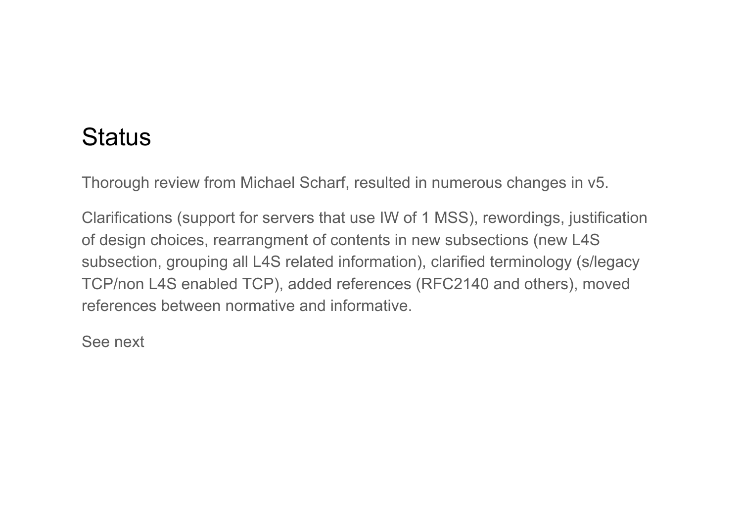# Status

Thorough review from Michael Scharf, resulted in numerous changes in v5.

Clarifications (support for servers that use IW of 1 MSS), rewordings, justification of design choices, rearrangment of contents in new subsections (new L4S subsection, grouping all L4S related information), clarified terminology (s/legacy TCP/non L4S enabled TCP), added references (RFC2140 and others), moved references between normative and informative.

See next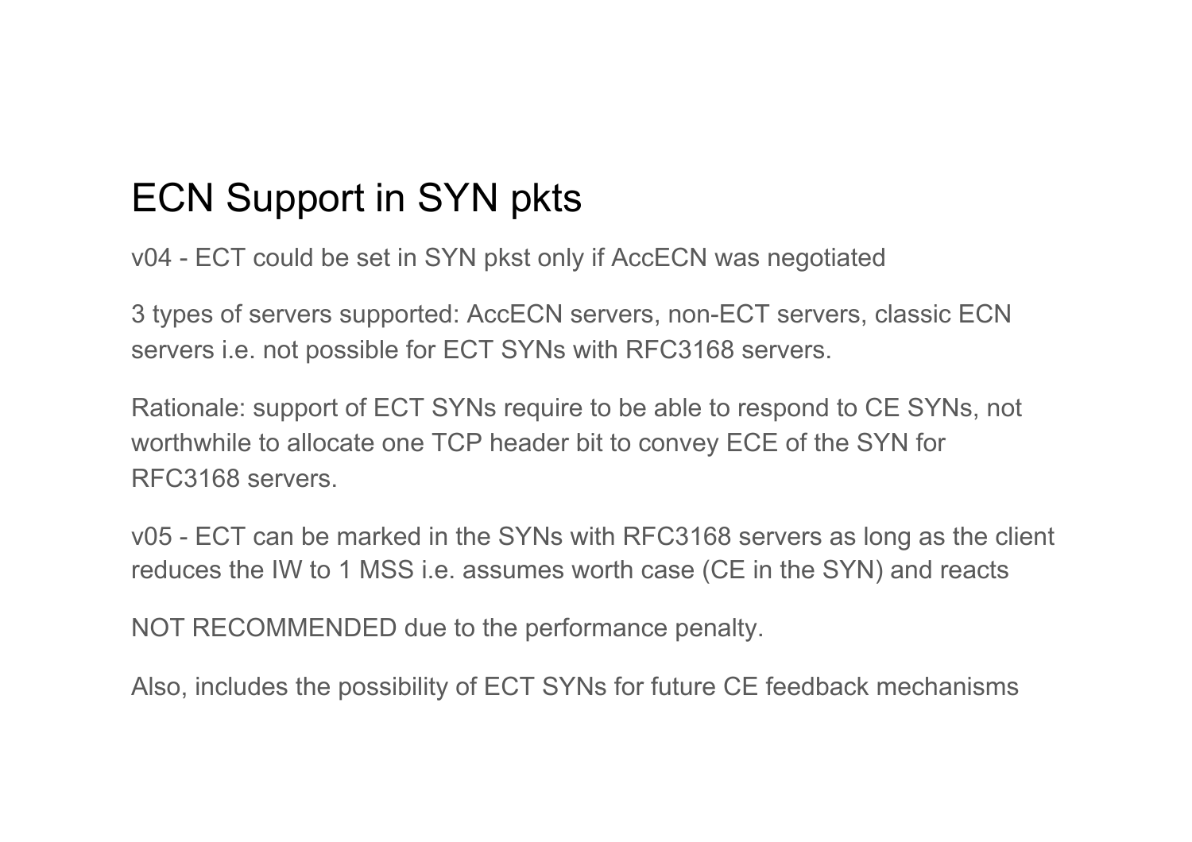# ECN Support in SYN pkts

v04 - ECT could be set in SYN pkst only if AccECN was negotiated

3 types of servers supported: AccECN servers, non-ECT servers, classic ECN servers i.e. not possible for ECT SYNs with RFC3168 servers.

Rationale: support of ECT SYNs require to be able to respond to CE SYNs, not worthwhile to allocate one TCP header bit to convey ECE of the SYN for RFC3168 servers.

v05 - ECT can be marked in the SYNs with RFC3168 servers as long as the client reduces the IW to 1 MSS i.e. assumes worth case (CE in the SYN) and reacts

NOT RECOMMENDED due to the performance penalty.

Also, includes the possibility of ECT SYNs for future CE feedback mechanisms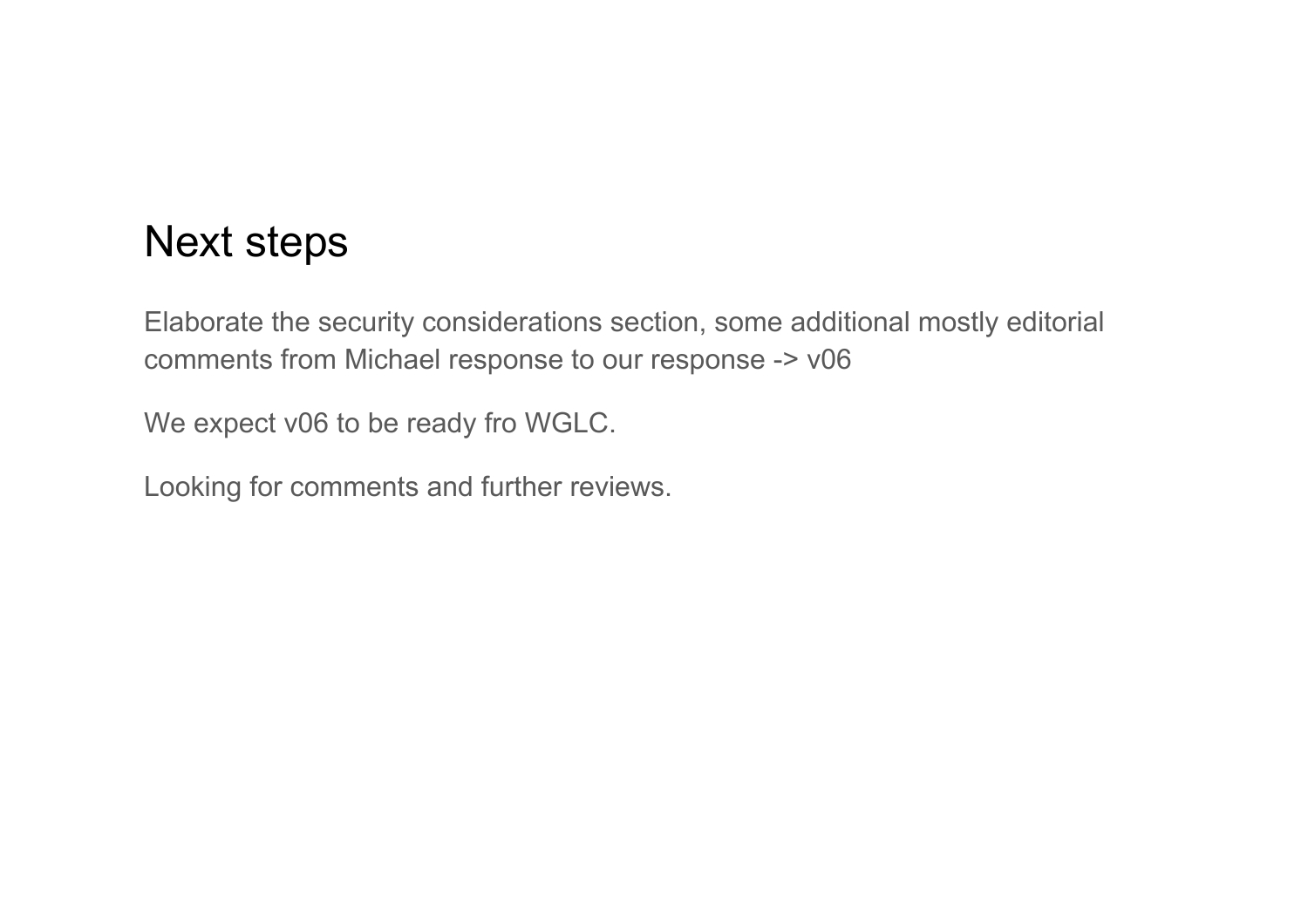# Next steps

Elaborate the security considerations section, some additional mostly editorial comments from Michael response to our response -> v06

We expect v06 to be ready fro WGLC.

Looking for comments and further reviews.